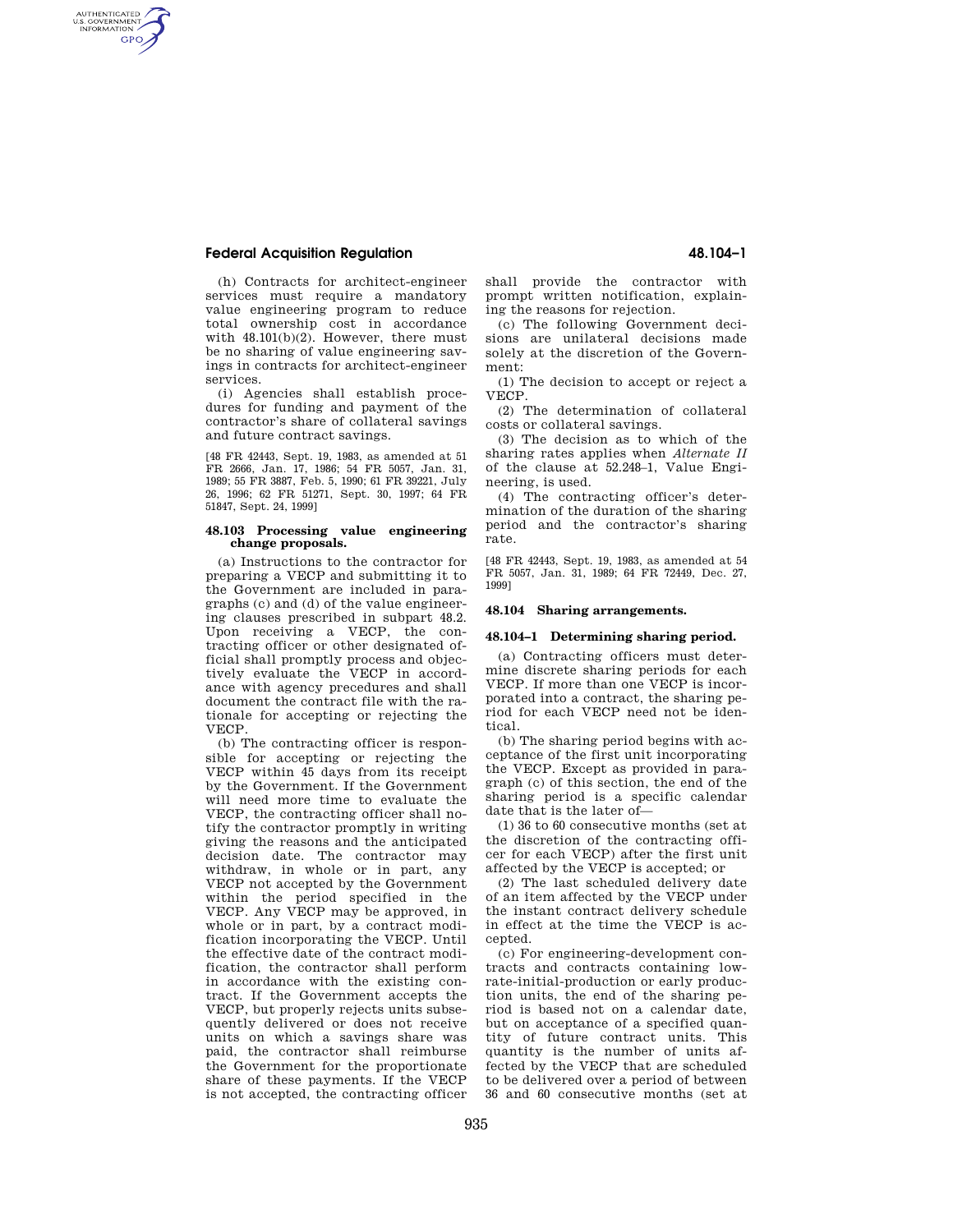(h) Contracts for architect-engineer services must require a mandatory value engineering program to reduce total ownership cost in accordance with 48.101(b)(2). However, there must be no sharing of value engineering savings in contracts for architect-engineer services.

(i) Agencies shall establish procedures for funding and payment of the contractor's share of collateral savings and future contract savings.

[48 FR 42443, Sept. 19, 1983, as amended at 51 FR 2666, Jan. 17, 1986; 54 FR 5057, Jan. 31, 1989; 55 FR 3887, Feb. 5, 1990; 61 FR 39221, July 26, 1996; 62 FR 51271, Sept. 30, 1997; 64 FR 51847, Sept. 24, 1999]

### 48.103 Processing value engineering change proposals.

(a) Instructions to the contractor for preparing a VECP and submitting it to the Government are included in paragraphs (c) and (d) of the value engineering clauses prescribed in subpart 48.2. Upon receiving a VECP, the contracting officer or other designated official shall promptly process and objectively evaluate the VECP in accordance with agency precedures and shall document the contract file with the rationale for accepting or rejecting the VECP.

(b) The contracting officer is responsible for accepting or rejecting the VECP within 45 days from its receipt by the Government. If the Government will need more time to evaluate the VECP, the contracting officer shall notify the contractor promptly in writing giving the reasons and the anticipated decision date. The contractor may withdraw, in whole or in part, any VECP not accepted by the Government within the period specified in the VECP. Any VECP may be approved, in whole or in part, by a contract modification incorporating the VECP. Until the effective date of the contract modification, the contractor shall perform in accordance with the existing contract. If the Government accepts the VECP, but properly rejects units subsequently delivered or does not receive units on which a savings share was paid, the contractor shall reimburse the Government for the proportionate share of these payments. If the VECP is not accepted, the contracting officer shall provide the contractor with prompt written notification, explaining the reasons for rejection.

(c) The following Government decisions are unilateral decisions made solely at the discretion of the Government:

(1) The decision to accept or reject a VECP.

(2) The determination of collateral costs or collateral savings.

(3) The decision as to which of the sharing rates applies when *Alternate II* of the clause at 52.248–1, Value Engineering, is used.

(4) The contracting officer's determination of the duration of the sharing period and the contractor's sharing rate.

[48 FR 42443, Sept. 19, 1983, as amended at 54 FR 5057, Jan. 31, 1989; 64 FR 72449, Dec. 27, 1999]

### 48.104 Sharing arrangements.

### 48.104–1 Determining sharing period.

(a) Contracting officers must determine discrete sharing periods for each VECP. If more than one VECP is incorporated into a contract, the sharing period for each VECP need not be identical.

(b) The sharing period begins with acceptance of the first unit incorporating the VECP. Except as provided in paragraph (c) of this section, the end of the sharing period is a specific calendar date that is the later of—

(1) 36 to 60 consecutive months (set at the discretion of the contracting officer for each VECP) after the first unit affected by the VECP is accepted; or

(2) The last scheduled delivery date of an item affected by the VECP under the instant contract delivery schedule in effect at the time the VECP is accepted.

(c) For engineering-development contracts and contracts containing low-rate-initial-production or early production units, the end of the sharing period is based not on a calendar date, but on acceptance of a specified quantity of future contract units. This quantity is the number of units affected by the VECP that are scheduled to be delivered over a period of between 36 and 60 consecutive months (set at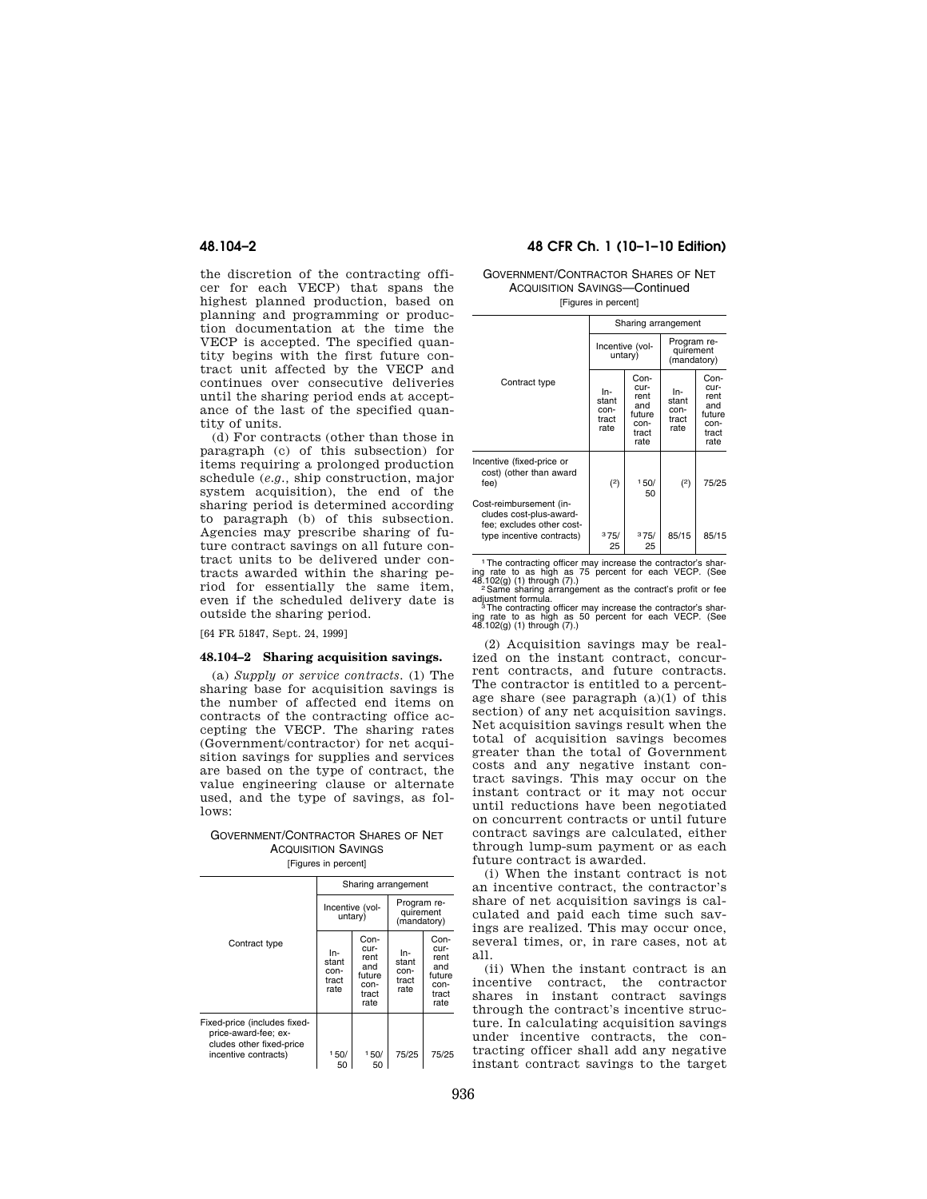the discretion of the contracting officer for each VECP) that spans the highest planned production, based on planning and programming or production documentation at the time the VECP is accepted. The specified quantity begins with the first future contract unit affected by the VECP and continues over consecutive deliveries until the sharing period ends at acceptance of the last of the specified quantity of units.

(d) For contracts (other than those in paragraph (c) of this subsection) for items requiring a prolonged production schedule (*e.g.*, ship construction, major system acquisition), the end of the sharing period is determined according to paragraph (b) of this subsection. Agencies may prescribe sharing of future contract savings on all future contract units to be delivered under contracts awarded within the sharing period for essentially the same item, even if the scheduled delivery date is outside the sharing period.

[64 FR 51847, Sept. 24, 1999]

### 48.104–2 Sharing acquisition savings.

(a) *Supply or service contracts.* (1) The sharing base for acquisition savings is the number of affected end items on contracts of the contracting office accepting the VECP. The sharing rates (Government/contractor) for net acquisition savings for supplies and services are based on the type of contract, the value engineering clause or alternate used, and the type of savings, as follows:

GOVERNMENT/CONTRACTOR SHARES OF NET ACQUISITION SAVINGS

[Figures in percent]

| Contract type | Sharing arrangement | | | |
|---|---|---|---|---|
| | Incentive (voluntary) | | Program requirement (mandatory) | |
| | Instant contract rate | Concurrent and future contract rate | Instant contract rate | Concurrent and future contract rate |
| Fixed-price (includes fixed-price-award-fee; excludes other fixed-price incentive contracts) | [1] 50/50 | [1] 50/50 | 75/25 | 75/25 |
| Incentive (fixed-price or cost) (other than award fee) | ([2]) | [1] 50/50 | ([2]) | 75/25 |
| Cost-reimbursement (includes cost-plus-award-fee; excludes other cost-type incentive contracts) | [3] 75/25 | [3] 75/25 | 85/15 | 85/15 |

[1] The contracting officer may increase the contractor's sharing rate to as high as 75 percent for each VECP. (See 48.102(g) (1) through (7).)

[2] Same sharing arrangement as the contract's profit or fee adjustment formula.

[3] The contracting officer may increase the contractor's sharing rate to as high as 50 percent for each VECP. (See 48.102(g) (1) through (7).)

(2) Acquisition savings may be realized on the instant contract, concurrent contracts, and future contracts. The contractor is entitled to a percentage share (see paragraph (a)(1) of this section) of any net acquisition savings. Net acquisition savings result when the total of acquisition savings becomes greater than the total of Government costs and any negative instant contract savings. This may occur on the instant contract or it may not occur until reductions have been negotiated on concurrent contracts or until future contract savings are calculated, either through lump-sum payment or as each future contract is awarded.

(i) When the instant contract is not an incentive contract, the contractor's share of net acquisition savings is calculated and paid each time such savings are realized. This may occur once, several times, or, in rare cases, not at all.

(ii) When the instant contract is an incentive contract, the contractor shares in instant contract savings through the contract's incentive structure. In calculating acquisition savings under incentive contracts, the contracting officer shall add any negative instant contract savings to the target